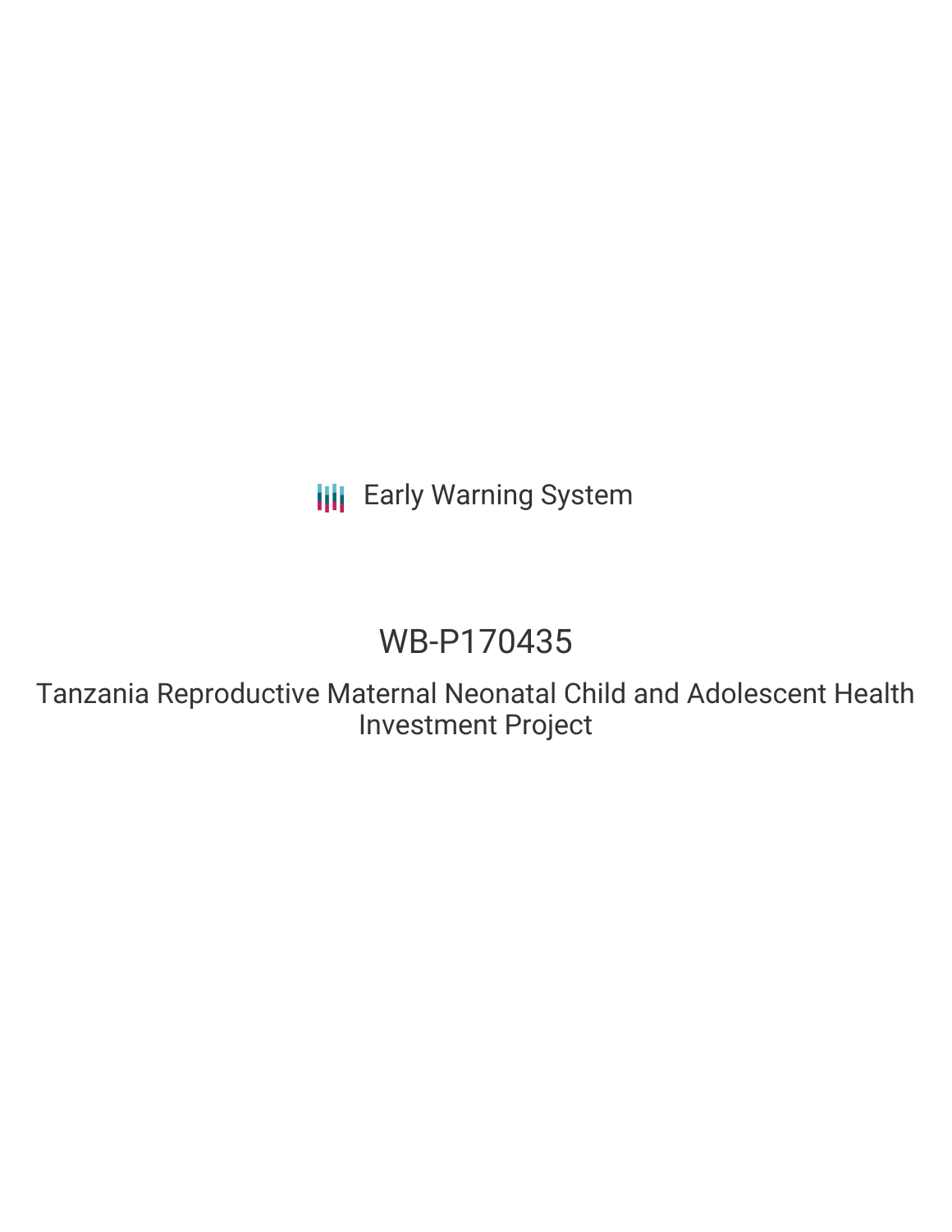Early Warning System

# WB-P170435

## Tanzania Reproductive Maternal Neonatal Child and Adolescent Health Investment Project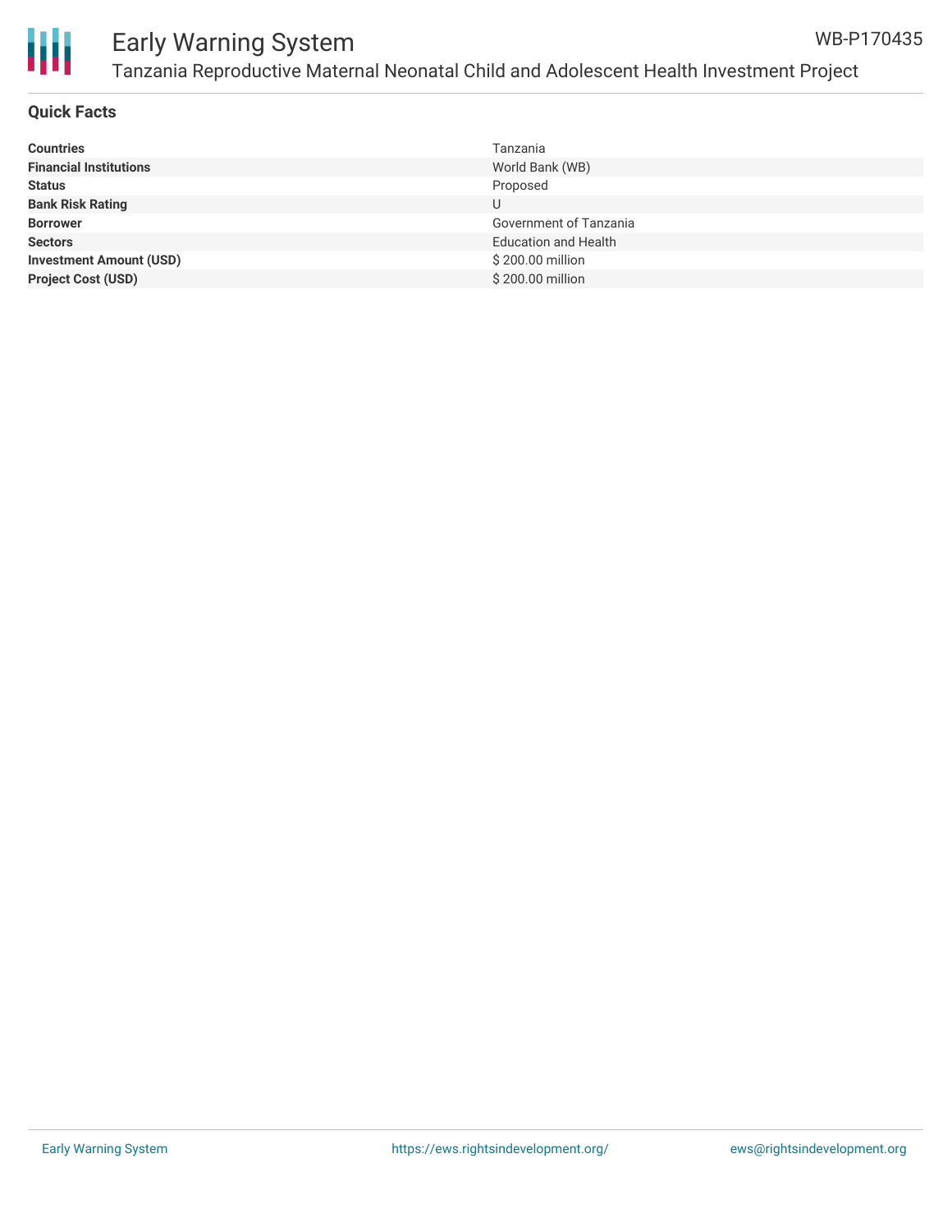# Early Warning System

WB-P170435

Tanzania Reproductive Maternal Neonatal Child and Adolescent Health Investment Project

## Quick Facts

| | |
|---|---|
| **Countries** | Tanzania |
| **Financial Institutions** | World Bank (WB) |
| **Status** | Proposed |
| **Bank Risk Rating** | U |
| **Borrower** | Government of Tanzania |
| **Sectors** | Education and Health |
| **Investment Amount (USD)** | $ 200.00 million |
| **Project Cost (USD)** | $ 200.00 million |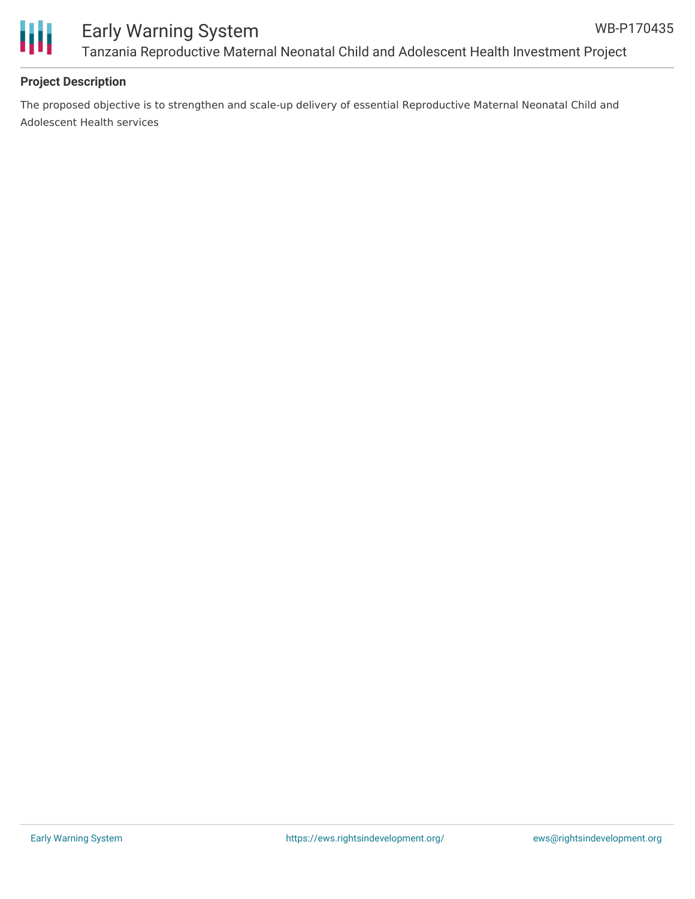**Project Description**

The proposed objective is to strengthen and scale-up delivery of essential Reproductive Maternal Neonatal Child and Adolescent Health services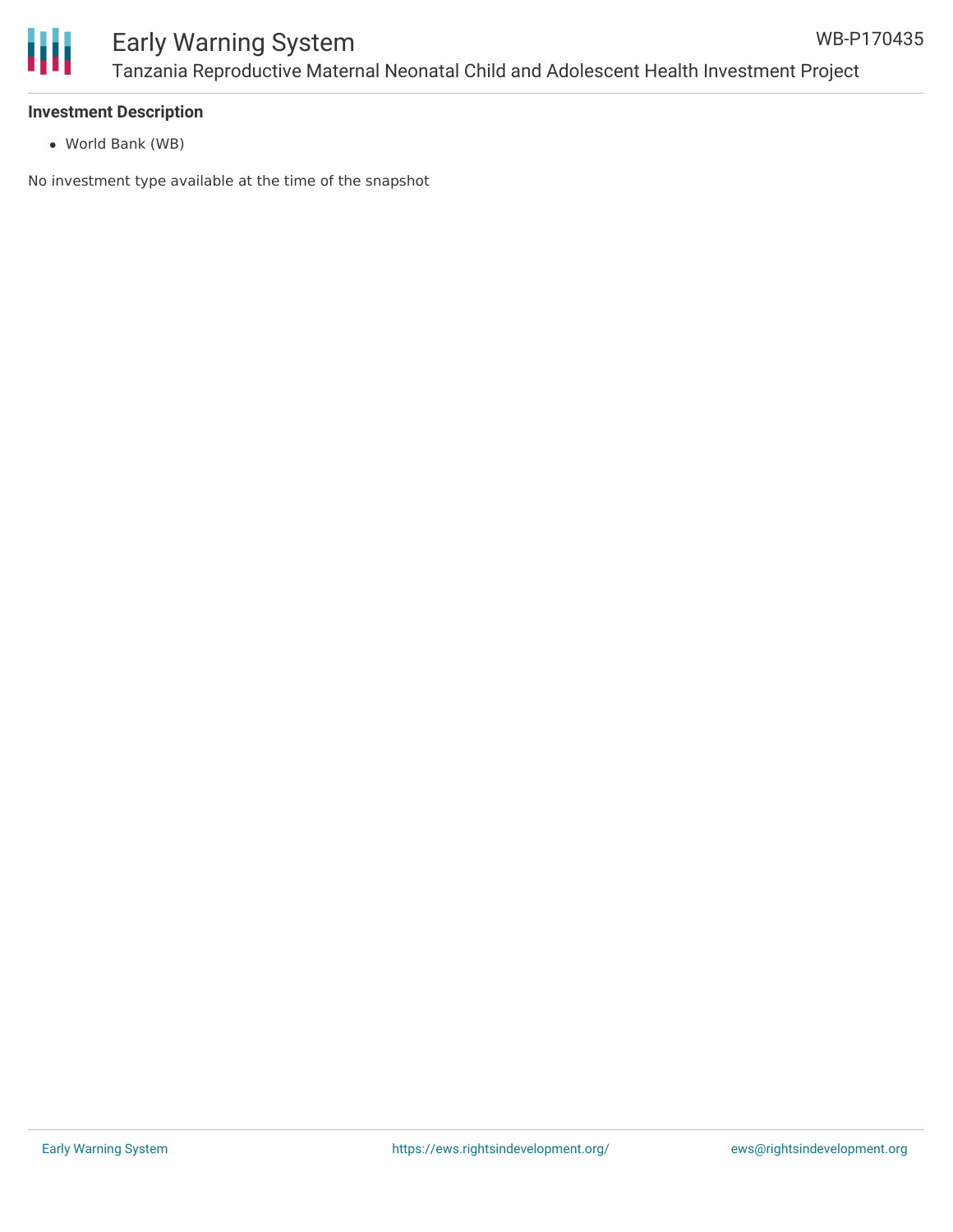**Investment Description**

- World Bank (WB)

No investment type available at the time of the snapshot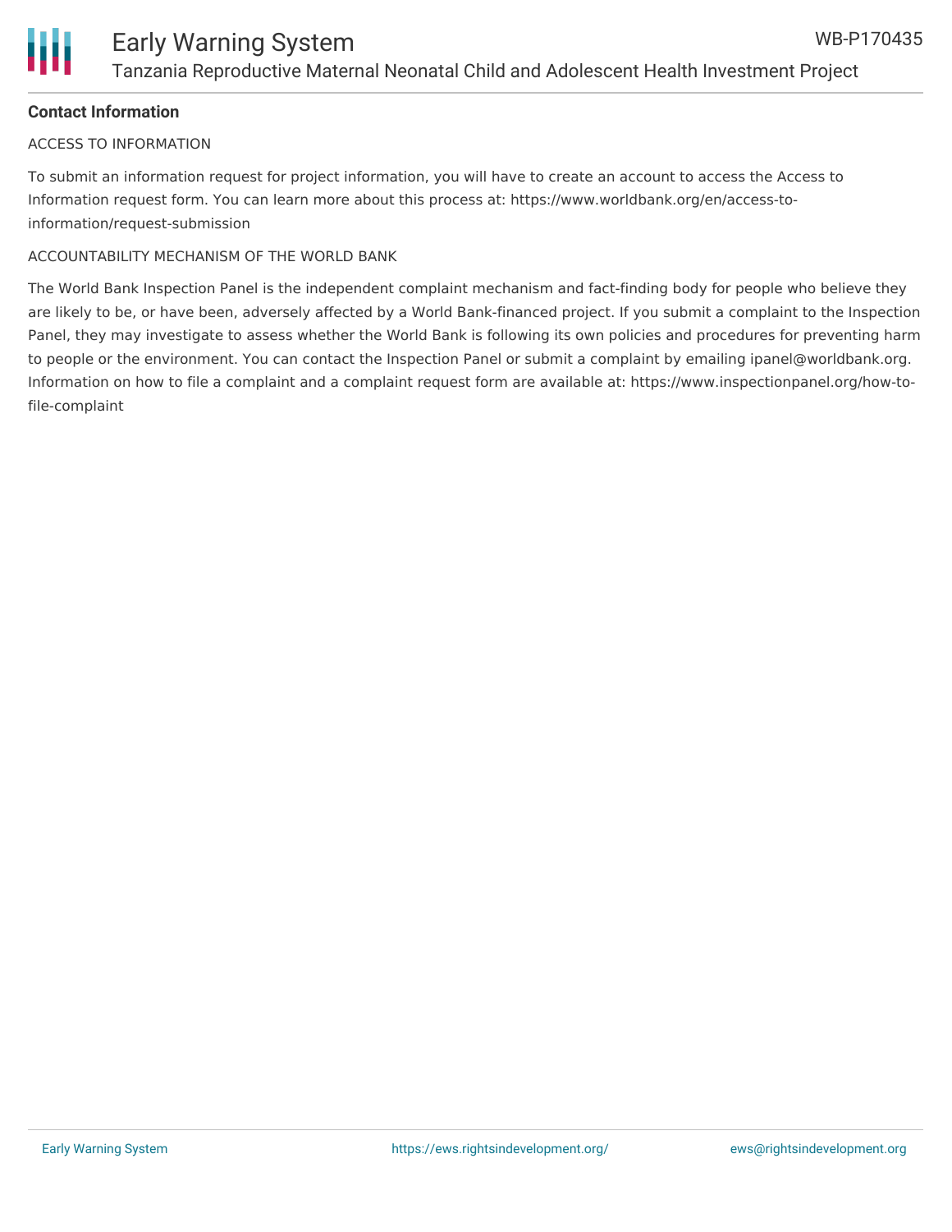## Contact Information

ACCESS TO INFORMATION

To submit an information request for project information, you will have to create an account to access the Access to Information request form. You can learn more about this process at: https://www.worldbank.org/en/access-to-information/request-submission

ACCOUNTABILITY MECHANISM OF THE WORLD BANK

The World Bank Inspection Panel is the independent complaint mechanism and fact-finding body for people who believe they are likely to be, or have been, adversely affected by a World Bank-financed project. If you submit a complaint to the Inspection Panel, they may investigate to assess whether the World Bank is following its own policies and procedures for preventing harm to people or the environment. You can contact the Inspection Panel or submit a complaint by emailing ipanel@worldbank.org. Information on how to file a complaint and a complaint request form are available at: https://www.inspectionpanel.org/how-to-file-complaint